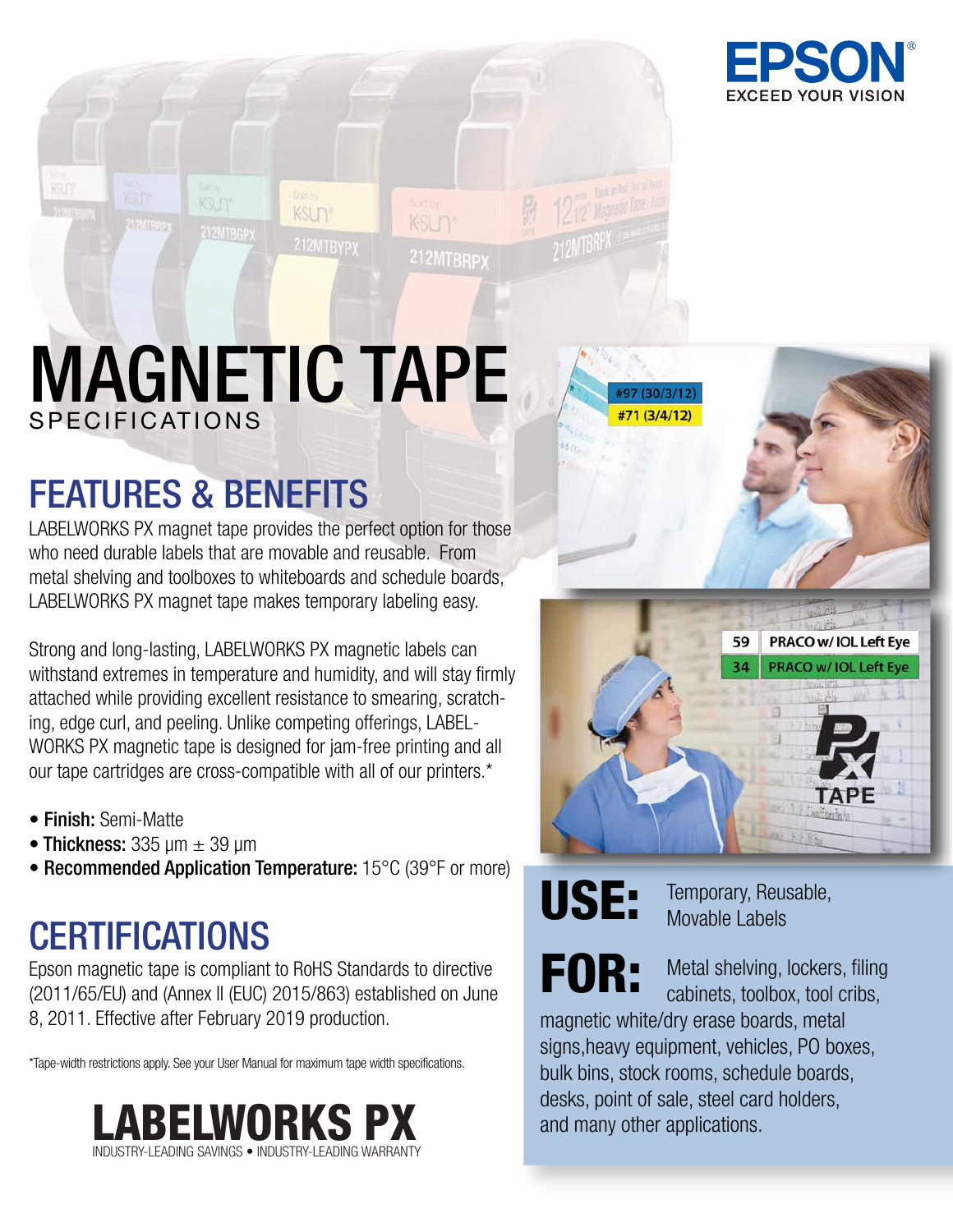EPSON
EXCEED YOUR VISION

# MAGNETIC TAPE

SPECIFICATIONS

## FEATURES & BENEFITS

LABELWORKS PX magnet tape provides the perfect option for those who need durable labels that are movable and reusable. From metal shelving and toolboxes to whiteboards and schedule boards, LABELWORKS PX magnet tape makes temporary labeling easy.

Strong and long-lasting, LABELWORKS PX magnetic labels can withstand extremes in temperature and humidity, and will stay firmly attached while providing excellent resistance to smearing, scratching, edge curl, and peeling. Unlike competing offerings, LABELWORKS PX magnetic tape is designed for jam-free printing and all our tape cartridges are cross-compatible with all of our printers.*

- **Finish:** Semi-Matte
- **Thickness:** 335 µm ± 39 µm
- **Recommended Application Temperature:** 15°C (39°F or more)

## CERTIFICATIONS

Epson magnetic tape is compliant to RoHS Standards to directive (2011/65/EU) and (Annex II (EUC) 2015/863) established on June 8, 2011. Effective after February 2019 production.

*Tape-width restrictions apply. See your User Manual for maximum tape width specifications.

**USE:** Temporary, Reusable, Movable Labels

**FOR:** Metal shelving, lockers, filing cabinets, toolbox, tool cribs, magnetic white/dry erase boards, metal signs,heavy equipment, vehicles, PO boxes, bulk bins, stock rooms, schedule boards, desks, point of sale, steel card holders, and many other applications.

**LABELWORKS PX**

INDUSTRY-LEADING SAVINGS • INDUSTRY-LEADING WARRANTY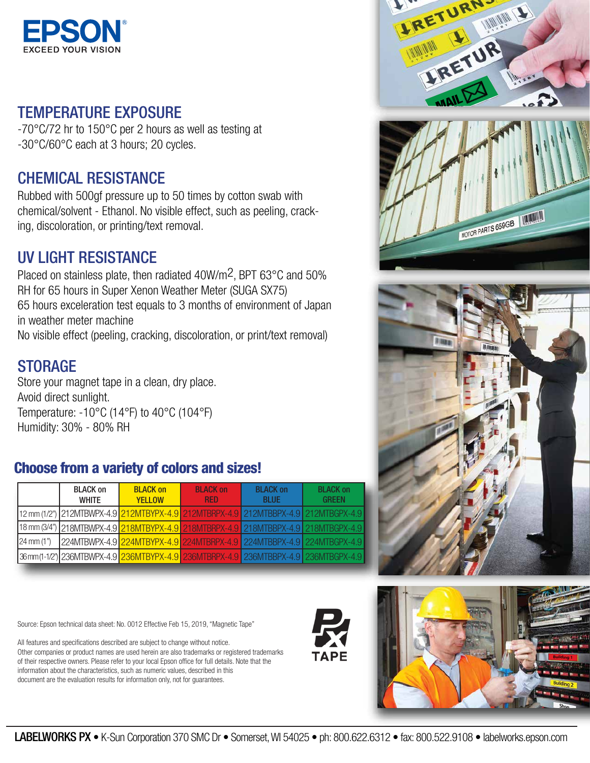EPSON
EXCEED YOUR VISION

## TEMPERATURE EXPOSURE

-70°C/72 hr to 150°C per 2 hours as well as testing at -30°C/60°C each at 3 hours; 20 cycles.

## CHEMICAL RESISTANCE

Rubbed with 500gf pressure up to 50 times by cotton swab with chemical/solvent - Ethanol. No visible effect, such as peeling, cracking, discoloration, or printing/text removal.

## UV LIGHT RESISTANCE

Placed on stainless plate, then radiated 40W/m$^2$, BPT 63°C and 50% RH for 65 hours in Super Xenon Weather Meter (SUGA SX75)
65 hours exceleration test equals to 3 months of environment of Japan in weather meter machine
No visible effect (peeling, cracking, discoloration, or print/text removal)

## STORAGE

Store your magnet tape in a clean, dry place.
Avoid direct sunlight.
Temperature: -10°C (14°F) to 40°C (104°F)
Humidity: 30% - 80% RH

## Choose from a variety of colors and sizes!

| | BLACK on WHITE | BLACK on YELLOW | BLACK on RED | BLACK on BLUE | BLACK on GREEN |
|---|---|---|---|---|---|
| 12 mm (1/2") | 212MTBWPX-4.9 | 212MTBYPX-4.9 | 212MTBRPX-4.9 | 212MTBBPX-4.9 | 212MTBGPX-4.9 |
| 18 mm (3/4") | 218MTBWPX-4.9 | 218MTBYPX-4.9 | 218MTBRPX-4.9 | 218MTBBPX-4.9 | 218MTBGPX-4.9 |
| 24 mm (1") | 224MTBWPX-4.9 | 224MTBYPX-4.9 | 224MTBRPX-4.9 | 224MTBBPX-4.9 | 224MTBGPX-4.9 |
| 36 mm (1-1/2") | 236MTBWPX-4.9 | 236MTBYPX-4.9 | 236MTBRPX-4.9 | 236MTBBPX-4.9 | 236MTBGPX-4.9 |

Source: Epson technical data sheet: No. 0012 Effective Feb 15, 2019, "Magnetic Tape"

All features and specifications described are subject to change without notice.
Other companies or product names are used herein are also trademarks or registered trademarks of their respective owners. Please refer to your local Epson office for full details. Note that the information about the characteristics, such as numeric values, described in this document are the evaluation results for information only, not for guarantees.

PX TAPE

**LABELWORKS PX** • K-Sun Corporation 370 SMC Dr • Somerset, WI 54025 • ph: 800.622.6312 • fax: 800.522.9108 • labelworks.epson.com